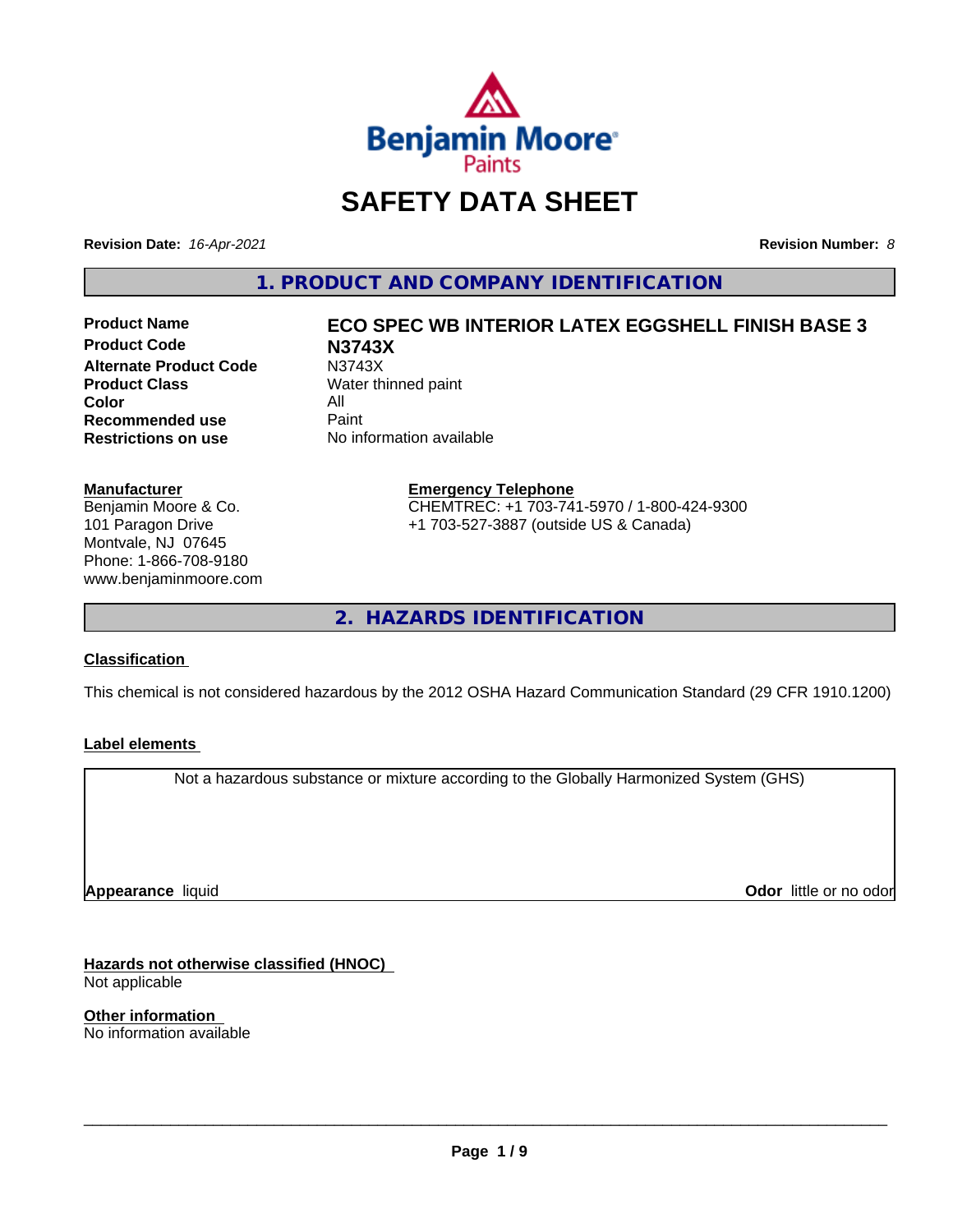# SAFETY DATA SHEET

**Revision Date:** *16-Apr-2021*

**Revision Number:** *8*

## 1. PRODUCT AND COMPANY IDENTIFICATION

| | |
|---|---|
| **Product Name** | **ECO SPEC WB INTERIOR LATEX EGGSHELL FINISH BASE 3** |
| **Product Code** | **N3743X** |
| **Alternate Product Code** | N3743X |
| **Product Class** | Water thinned paint |
| **Color** | All |
| **Recommended use** | Paint |
| **Restrictions on use** | No information available |

**Manufacturer**
Benjamin Moore & Co.
101 Paragon Drive
Montvale, NJ 07645
Phone: 1-866-708-9180
www.benjaminmoore.com

**Emergency Telephone**
CHEMTREC: +1 703-741-5970 / 1-800-424-9300
+1 703-527-3887 (outside US & Canada)

## 2. HAZARDS IDENTIFICATION

**Classification**

This chemical is not considered hazardous by the 2012 OSHA Hazard Communication Standard (29 CFR 1910.1200)

**Label elements**

Not a hazardous substance or mixture according to the Globally Harmonized System (GHS)

**Appearance** liquid

**Odor** little or no odor

**Hazards not otherwise classified (HNOC)**
Not applicable

**Other information**
No information available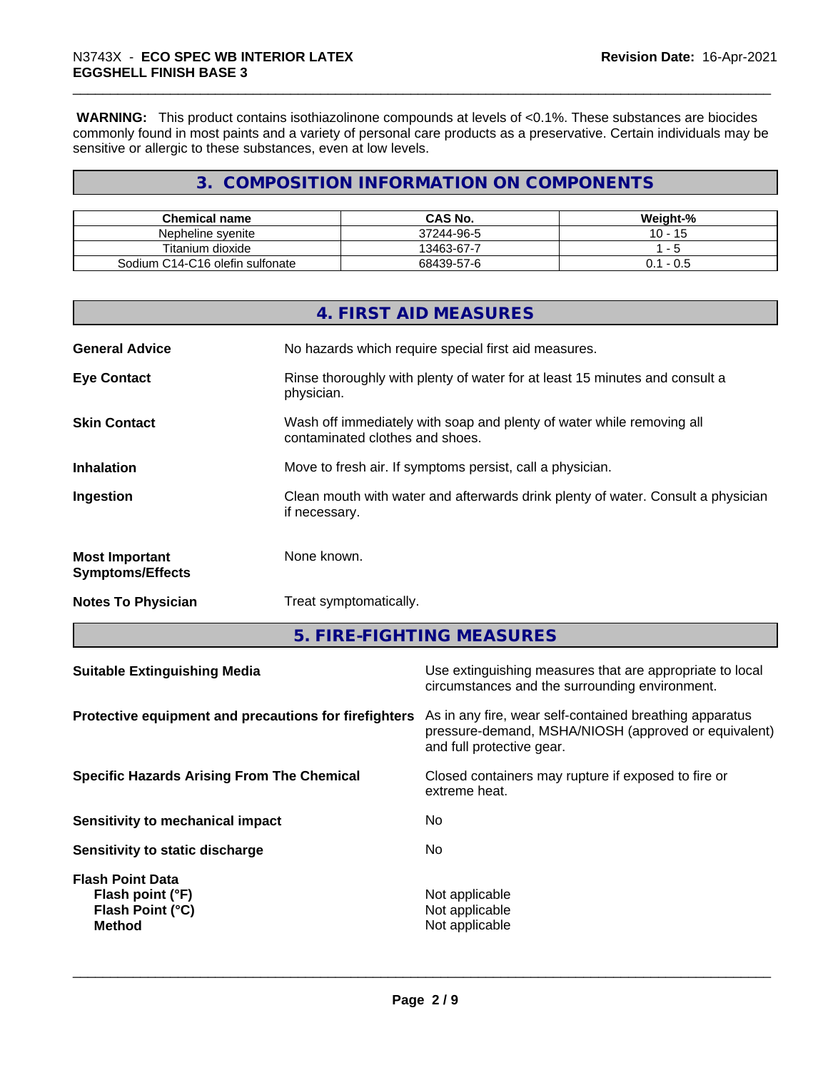**WARNING:** This product contains isothiazolinone compounds at levels of <0.1%. These substances are biocides commonly found in most paints and a variety of personal care products as a preservative. Certain individuals may be sensitive or allergic to these substances, even at low levels.

## 3. COMPOSITION INFORMATION ON COMPONENTS

| Chemical name | CAS No. | Weight-% |
|---|---|---|
| Nepheline syenite | 37244-96-5 | 10 - 15 |
| Titanium dioxide | 13463-67-7 | 1 - 5 |
| Sodium C14-C16 olefin sulfonate | 68439-57-6 | 0.1 - 0.5 |

## 4. FIRST AID MEASURES

**General Advice**: No hazards which require special first aid measures.

**Eye Contact**: Rinse thoroughly with plenty of water for at least 15 minutes and consult a physician.

**Skin Contact**: Wash off immediately with soap and plenty of water while removing all contaminated clothes and shoes.

**Inhalation**: Move to fresh air. If symptoms persist, call a physician.

**Ingestion**: Clean mouth with water and afterwards drink plenty of water. Consult a physician if necessary.

**Most Important Symptoms/Effects**: None known.

**Notes To Physician**: Treat symptomatically.

## 5. FIRE-FIGHTING MEASURES

**Suitable Extinguishing Media**: Use extinguishing measures that are appropriate to local circumstances and the surrounding environment.

**Protective equipment and precautions for firefighters**: As in any fire, wear self-contained breathing apparatus pressure-demand, MSHA/NIOSH (approved or equivalent) and full protective gear.

**Specific Hazards Arising From The Chemical**: Closed containers may rupture if exposed to fire or extreme heat.

**Sensitivity to mechanical impact**: No

**Sensitivity to static discharge**: No

**Flash Point Data**
**Flash point (°F)**: Not applicable
**Flash Point (°C)**: Not applicable
**Method**: Not applicable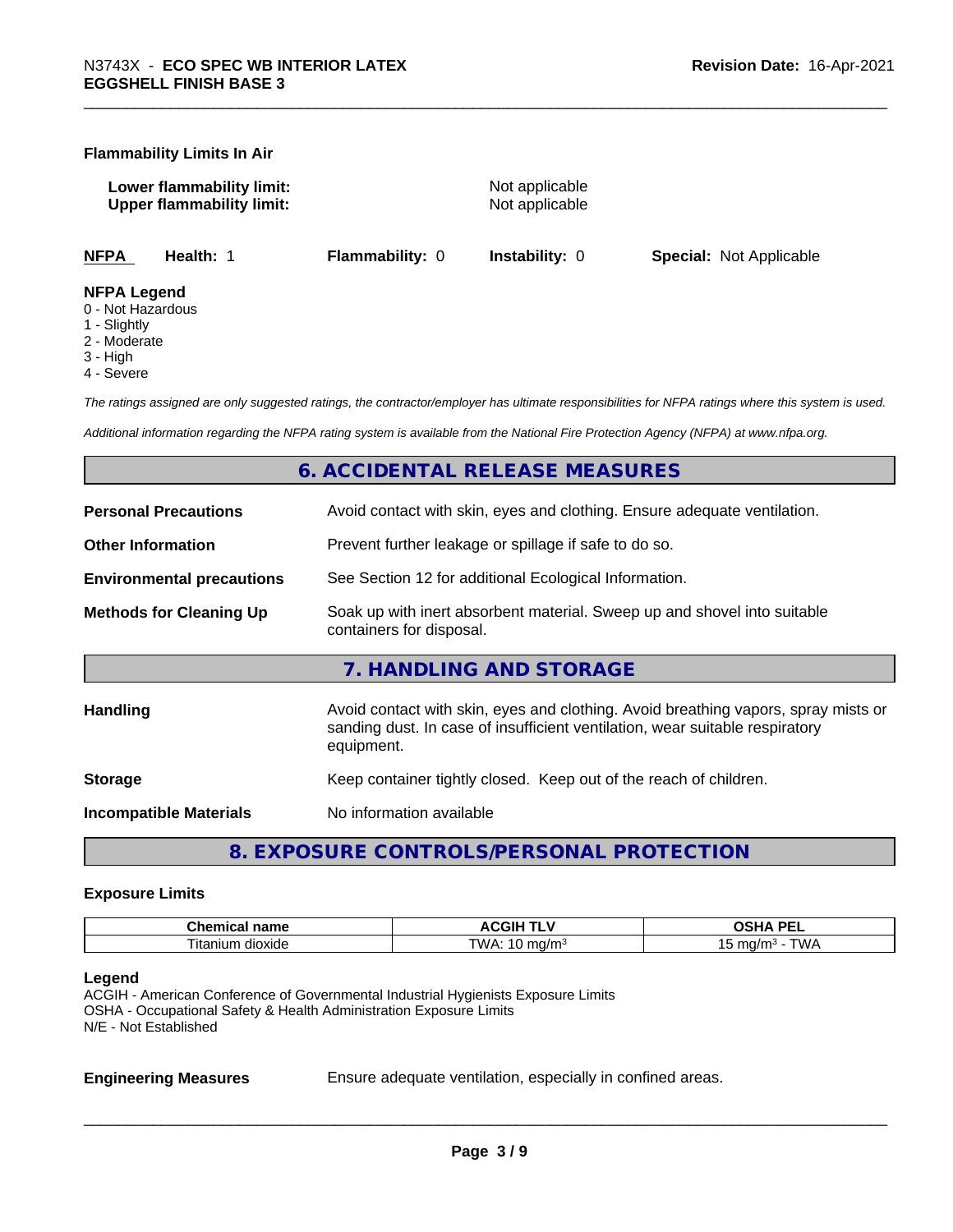**Flammability Limits In Air**

**Lower flammability limit:** Not applicable
**Upper flammability limit:** Not applicable

| NFPA | Health: 1 | Flammability: 0 | Instability: 0 | Special: Not Applicable |
|---|---|---|---|---|

**NFPA Legend**
0 - Not Hazardous
1 - Slightly
2 - Moderate
3 - High
4 - Severe

*The ratings assigned are only suggested ratings, the contractor/employer has ultimate responsibilities for NFPA ratings where this system is used.*

*Additional information regarding the NFPA rating system is available from the National Fire Protection Agency (NFPA) at www.nfpa.org.*

## 6. ACCIDENTAL RELEASE MEASURES

**Personal Precautions** Avoid contact with skin, eyes and clothing. Ensure adequate ventilation.

**Other Information** Prevent further leakage or spillage if safe to do so.

**Environmental precautions** See Section 12 for additional Ecological Information.

**Methods for Cleaning Up** Soak up with inert absorbent material. Sweep up and shovel into suitable containers for disposal.

## 7. HANDLING AND STORAGE

**Handling** Avoid contact with skin, eyes and clothing. Avoid breathing vapors, spray mists or sanding dust. In case of insufficient ventilation, wear suitable respiratory equipment.

**Storage** Keep container tightly closed. Keep out of the reach of children.

**Incompatible Materials** No information available

## 8. EXPOSURE CONTROLS/PERSONAL PROTECTION

**Exposure Limits**

| Chemical name | ACGIH TLV | OSHA PEL |
|---|---|---|
| Titanium dioxide | TWA: 10 mg/m$^3$ | 15 mg/m$^3$ - TWA |

**Legend**
ACGIH - American Conference of Governmental Industrial Hygienists Exposure Limits
OSHA - Occupational Safety & Health Administration Exposure Limits
N/E - Not Established

**Engineering Measures** Ensure adequate ventilation, especially in confined areas.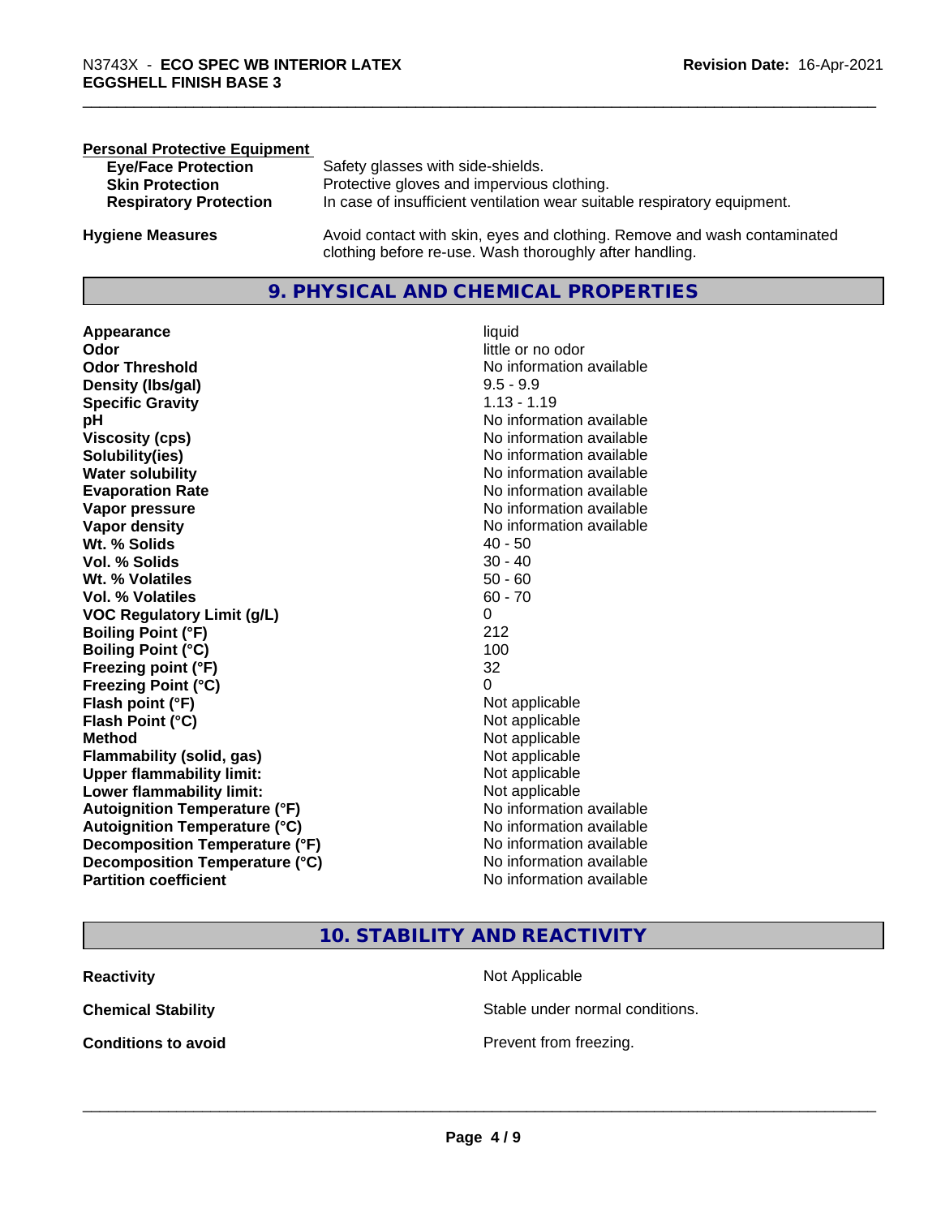**Personal Protective Equipment**

| | |
|---|---|
| **Eye/Face Protection** | Safety glasses with side-shields. |
| **Skin Protection** | Protective gloves and impervious clothing. |
| **Respiratory Protection** | In case of insufficient ventilation wear suitable respiratory equipment. |

**Hygiene Measures** Avoid contact with skin, eyes and clothing. Remove and wash contaminated clothing before re-use. Wash thoroughly after handling.

## 9. PHYSICAL AND CHEMICAL PROPERTIES

| | |
|---|---|
| **Appearance** | liquid |
| **Odor** | little or no odor |
| **Odor Threshold** | No information available |
| **Density (lbs/gal)** | 9.5 - 9.9 |
| **Specific Gravity** | 1.13 - 1.19 |
| **pH** | No information available |
| **Viscosity (cps)** | No information available |
| **Solubility(ies)** | No information available |
| **Water solubility** | No information available |
| **Evaporation Rate** | No information available |
| **Vapor pressure** | No information available |
| **Vapor density** | No information available |
| **Wt. % Solids** | 40 - 50 |
| **Vol. % Solids** | 30 - 40 |
| **Wt. % Volatiles** | 50 - 60 |
| **Vol. % Volatiles** | 60 - 70 |
| **VOC Regulatory Limit (g/L)** | 0 |
| **Boiling Point (°F)** | 212 |
| **Boiling Point (°C)** | 100 |
| **Freezing point (°F)** | 32 |
| **Freezing Point (°C)** | 0 |
| **Flash point (°F)** | Not applicable |
| **Flash Point (°C)** | Not applicable |
| **Method** | Not applicable |
| **Flammability (solid, gas)** | Not applicable |
| **Upper flammability limit:** | Not applicable |
| **Lower flammability limit:** | Not applicable |
| **Autoignition Temperature (°F)** | No information available |
| **Autoignition Temperature (°C)** | No information available |
| **Decomposition Temperature (°F)** | No information available |
| **Decomposition Temperature (°C)** | No information available |
| **Partition coefficient** | No information available |

## 10. STABILITY AND REACTIVITY

| | |
|---|---|
| **Reactivity** | Not Applicable |
| **Chemical Stability** | Stable under normal conditions. |
| **Conditions to avoid** | Prevent from freezing. |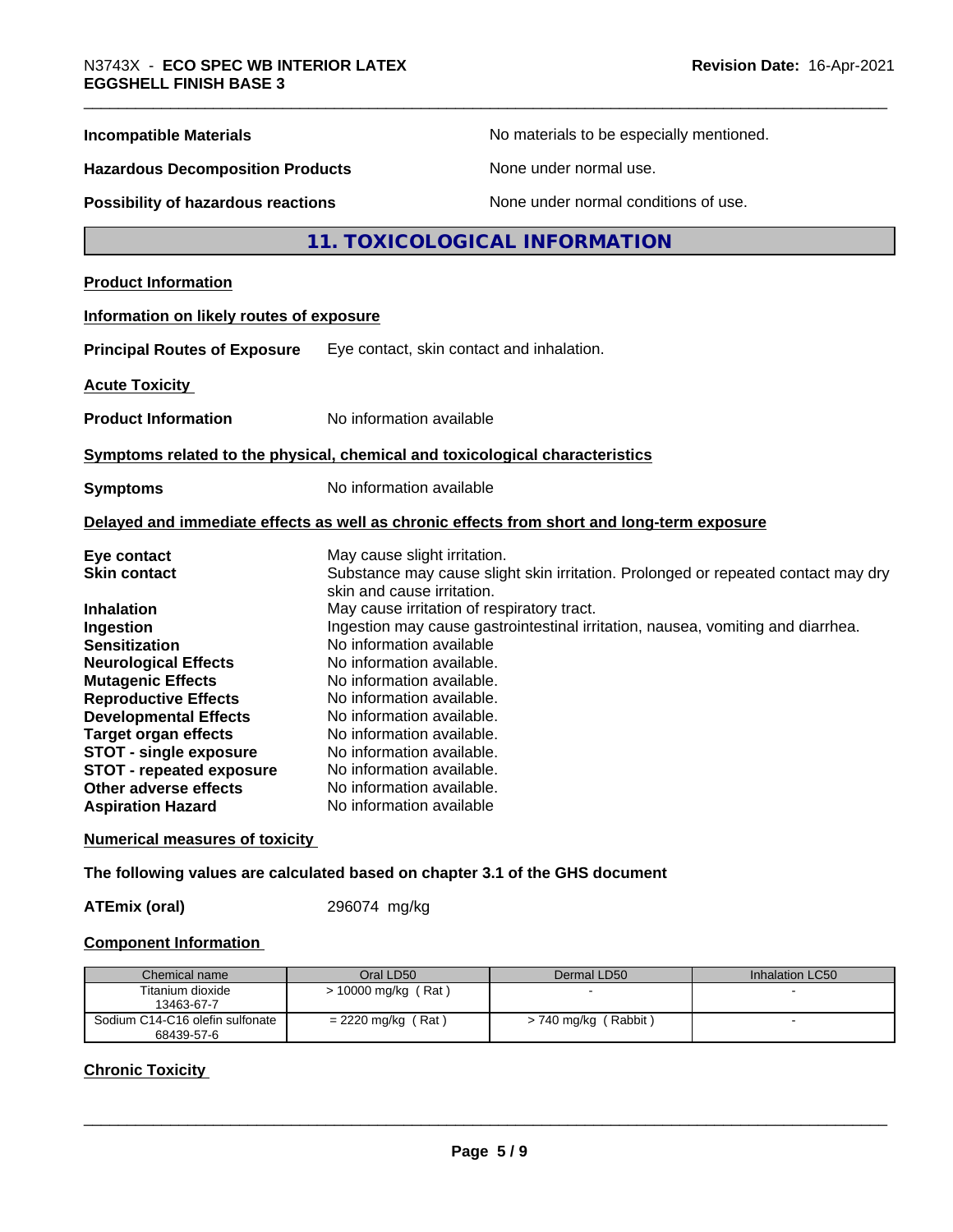**Incompatible Materials** No materials to be especially mentioned.

**Hazardous Decomposition Products** None under normal use.

**Possibility of hazardous reactions** None under normal conditions of use.

## 11. TOXICOLOGICAL INFORMATION

**Product Information**

**Information on likely routes of exposure**

**Principal Routes of Exposure** Eye contact, skin contact and inhalation.

**Acute Toxicity**

**Product Information** No information available

**Symptoms related to the physical, chemical and toxicological characteristics**

**Symptoms** No information available

**Delayed and immediate effects as well as chronic effects from short and long-term exposure**

**Eye contact** May cause slight irritation.
**Skin contact** Substance may cause slight skin irritation. Prolonged or repeated contact may dry skin and cause irritation.
**Inhalation** May cause irritation of respiratory tract.
**Ingestion** Ingestion may cause gastrointestinal irritation, nausea, vomiting and diarrhea.
**Sensitization** No information available
**Neurological Effects** No information available.
**Mutagenic Effects** No information available.
**Reproductive Effects** No information available.
**Developmental Effects** No information available.
**Target organ effects** No information available.
**STOT - single exposure** No information available.
**STOT - repeated exposure** No information available.
**Other adverse effects** No information available.
**Aspiration Hazard** No information available

**Numerical measures of toxicity**

**The following values are calculated based on chapter 3.1 of the GHS document**

**ATEmix (oral)** 296074 mg/kg

**Component Information**

| Chemical name | Oral LD50 | Dermal LD50 | Inhalation LC50 |
|---|---|---|---|
| Titanium dioxide 13463-67-7 | > 10000 mg/kg ( Rat ) | - | - |
| Sodium C14-C16 olefin sulfonate 68439-57-6 | = 2220 mg/kg ( Rat ) | > 740 mg/kg ( Rabbit ) | - |

**Chronic Toxicity**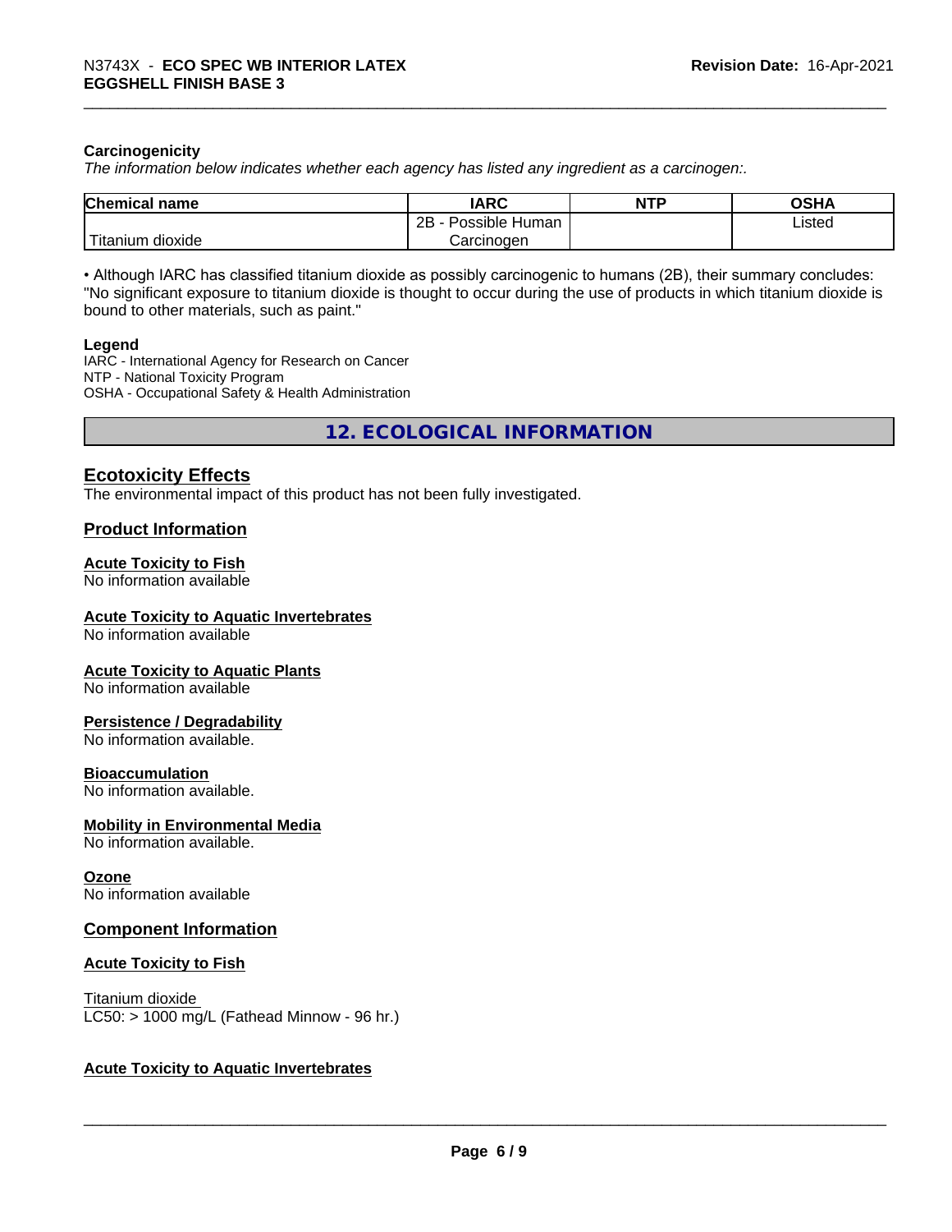**Carcinogenicity**

*The information below indicates whether each agency has listed any ingredient as a carcinogen:.*

| Chemical name | IARC | NTP | OSHA |
|---|---|---|---|
| Titanium dioxide | 2B - Possible Human Carcinogen | | Listed |

• Although IARC has classified titanium dioxide as possibly carcinogenic to humans (2B), their summary concludes: "No significant exposure to titanium dioxide is thought to occur during the use of products in which titanium dioxide is bound to other materials, such as paint."

**Legend**

IARC - International Agency for Research on Cancer
NTP - National Toxicity Program
OSHA - Occupational Safety & Health Administration

## 12. ECOLOGICAL INFORMATION

### Ecotoxicity Effects

The environmental impact of this product has not been fully investigated.

### Product Information

**Acute Toxicity to Fish**
No information available

**Acute Toxicity to Aquatic Invertebrates**
No information available

**Acute Toxicity to Aquatic Plants**
No information available

**Persistence / Degradability**
No information available.

**Bioaccumulation**
No information available.

**Mobility in Environmental Media**
No information available.

**Ozone**
No information available

### Component Information

**Acute Toxicity to Fish**

Titanium dioxide
LC50: > 1000 mg/L (Fathead Minnow - 96 hr.)

**Acute Toxicity to Aquatic Invertebrates**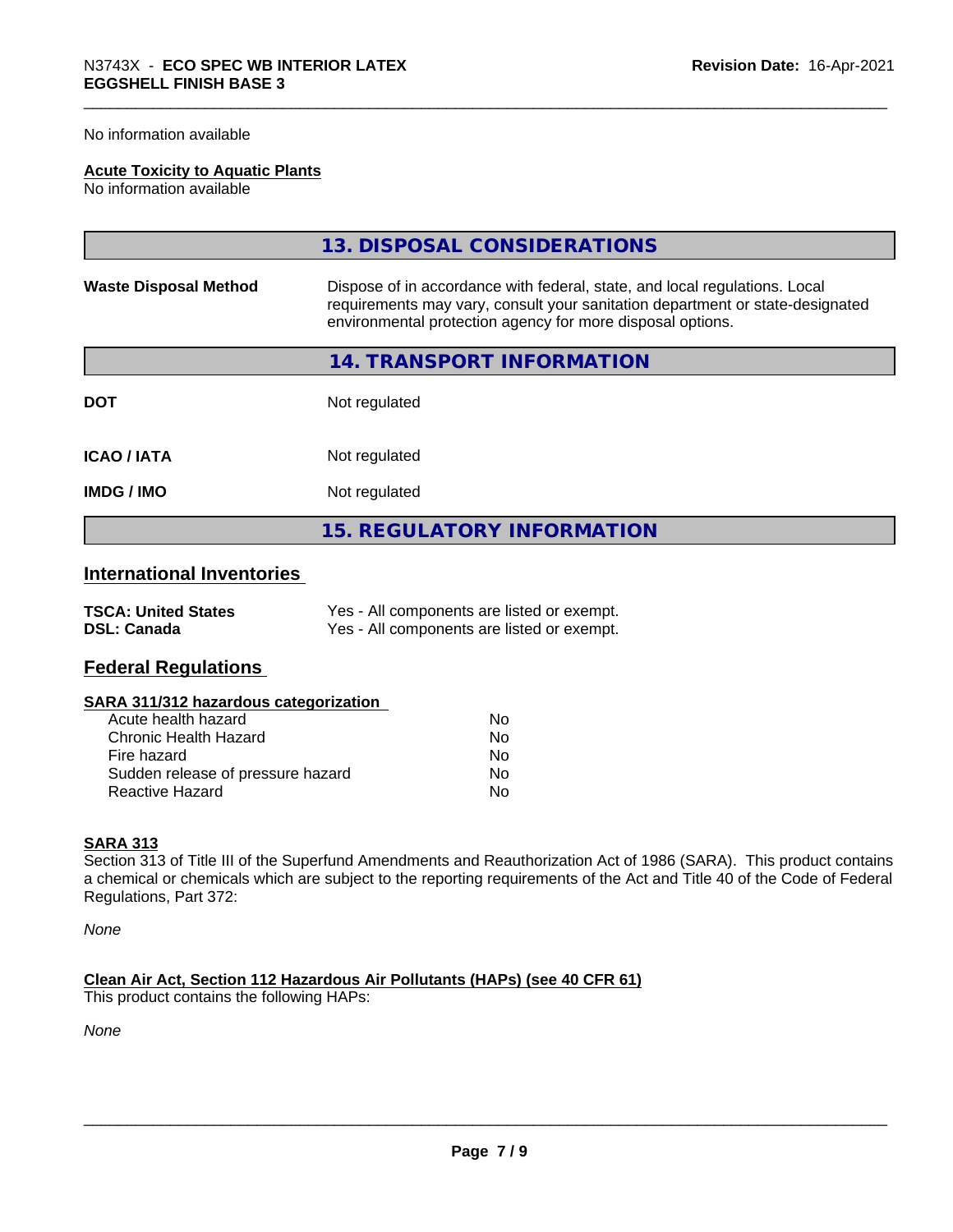No information available

**Acute Toxicity to Aquatic Plants**
No information available

## 13. DISPOSAL CONSIDERATIONS

| | |
|---|---|
| **Waste Disposal Method** | Dispose of in accordance with federal, state, and local regulations. Local requirements may vary, consult your sanitation department or state-designated environmental protection agency for more disposal options. |

## 14. TRANSPORT INFORMATION

| | |
|---|---|
| **DOT** | Not regulated |
| **ICAO / IATA** | Not regulated |
| **IMDG / IMO** | Not regulated |

## 15. REGULATORY INFORMATION

### International Inventories

| | |
|---|---|
| **TSCA: United States** | Yes - All components are listed or exempt. |
| **DSL: Canada** | Yes - All components are listed or exempt. |

### Federal Regulations

**SARA 311/312 hazardous categorization**

| | |
|---|---|
| Acute health hazard | No |
| Chronic Health Hazard | No |
| Fire hazard | No |
| Sudden release of pressure hazard | No |
| Reactive Hazard | No |

**SARA 313**
Section 313 of Title III of the Superfund Amendments and Reauthorization Act of 1986 (SARA). This product contains a chemical or chemicals which are subject to the reporting requirements of the Act and Title 40 of the Code of Federal Regulations, Part 372:

*None*

**Clean Air Act, Section 112 Hazardous Air Pollutants (HAPs) (see 40 CFR 61)**
This product contains the following HAPs:

*None*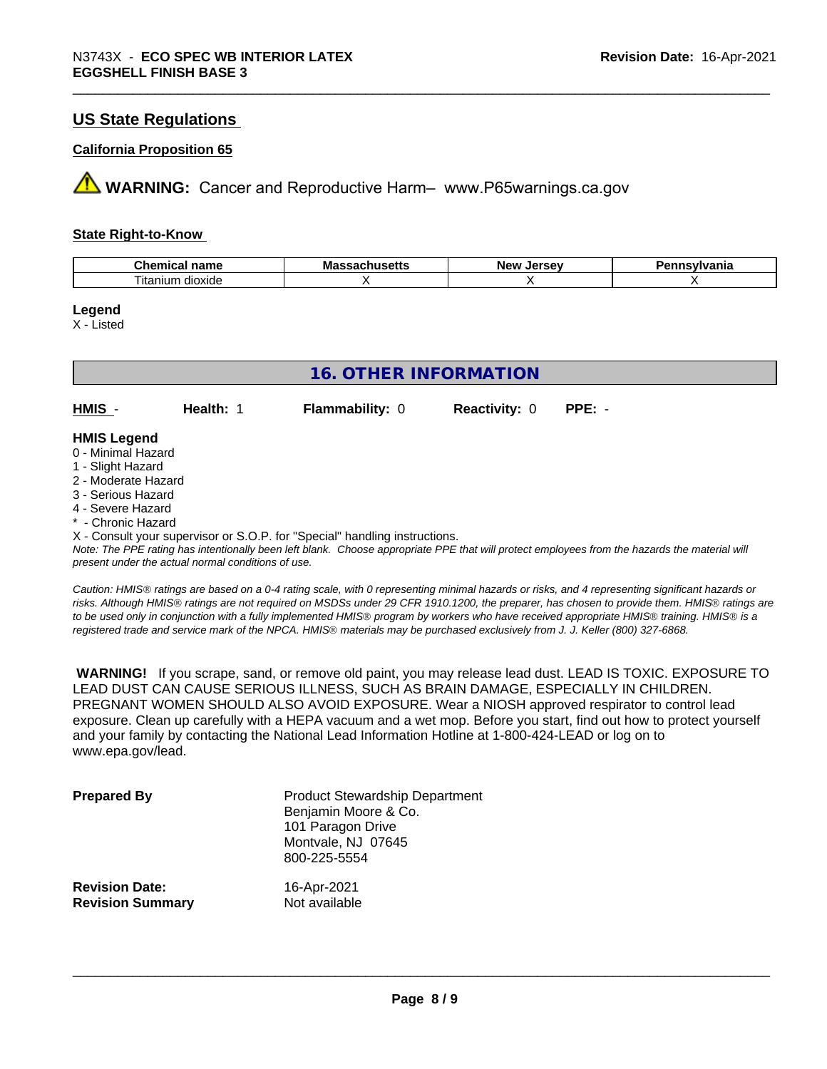## US State Regulations

### California Proposition 65

⚠ **WARNING:** Cancer and Reproductive Harm– www.P65warnings.ca.gov

### State Right-to-Know

| Chemical name | Massachusetts | New Jersey | Pennsylvania |
|---|---|---|---|
| Titanium dioxide | X | X | X |

**Legend**

X - Listed

## 16. OTHER INFORMATION

| **HMIS** - | **Health:** 1 | **Flammability:** 0 | **Reactivity:** 0 | **PPE:** - |
|---|---|---|---|---|

**HMIS Legend**

0 - Minimal Hazard
1 - Slight Hazard
2 - Moderate Hazard
3 - Serious Hazard
4 - Severe Hazard
* - Chronic Hazard
X - Consult your supervisor or S.O.P. for "Special" handling instructions.

*Note: The PPE rating has intentionally been left blank. Choose appropriate PPE that will protect employees from the hazards the material will present under the actual normal conditions of use.*

*Caution: HMIS® ratings are based on a 0-4 rating scale, with 0 representing minimal hazards or risks, and 4 representing significant hazards or risks. Although HMIS® ratings are not required on MSDSs under 29 CFR 1910.1200, the preparer, has chosen to provide them. HMIS® ratings are to be used only in conjunction with a fully implemented HMIS® program by workers who have received appropriate HMIS® training. HMIS® is a registered trade and service mark of the NPCA. HMIS® materials may be purchased exclusively from J. J. Keller (800) 327-6868.*

**WARNING!** If you scrape, sand, or remove old paint, you may release lead dust. LEAD IS TOXIC. EXPOSURE TO LEAD DUST CAN CAUSE SERIOUS ILLNESS, SUCH AS BRAIN DAMAGE, ESPECIALLY IN CHILDREN. PREGNANT WOMEN SHOULD ALSO AVOID EXPOSURE. Wear a NIOSH approved respirator to control lead exposure. Clean up carefully with a HEPA vacuum and a wet mop. Before you start, find out how to protect yourself and your family by contacting the National Lead Information Hotline at 1-800-424-LEAD or log on to www.epa.gov/lead.

**Prepared By**

Product Stewardship Department
Benjamin Moore & Co.
101 Paragon Drive
Montvale, NJ 07645
800-225-5554

**Revision Date:** 16-Apr-2021

**Revision Summary** Not available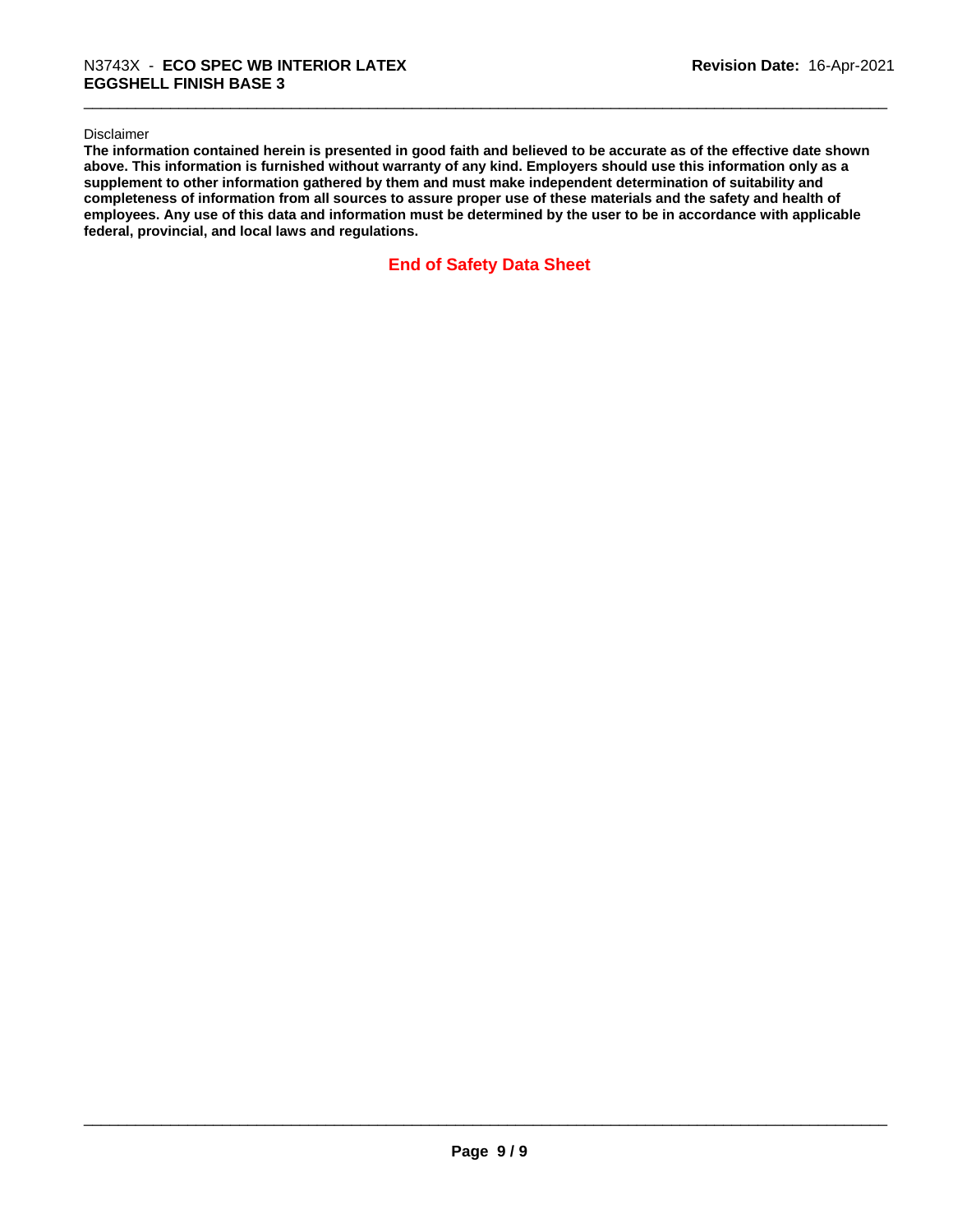Disclaimer

**The information contained herein is presented in good faith and believed to be accurate as of the effective date shown above. This information is furnished without warranty of any kind. Employers should use this information only as a supplement to other information gathered by them and must make independent determination of suitability and completeness of information from all sources to assure proper use of these materials and the safety and health of employees. Any use of this data and information must be determined by the user to be in accordance with applicable federal, provincial, and local laws and regulations.**

**End of Safety Data Sheet**